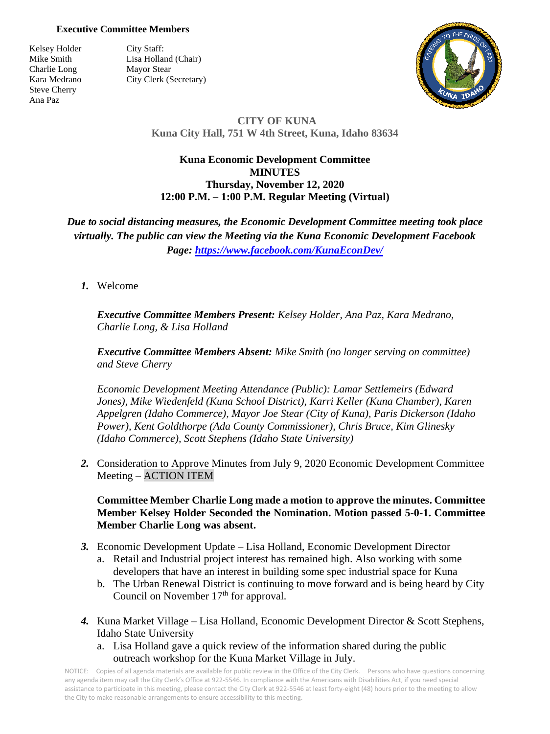**Executive Committee Members**

Kelsey Holder
Mike Smith
Charlie Long
Kara Medrano
Steve Cherry
Ana Paz

City Staff:
Lisa Holland (Chair)
Mayor Stear
City Clerk (Secretary)

**CITY OF KUNA**
**Kuna City Hall, 751 W 4th Street, Kuna, Idaho 83634**

**Kuna Economic Development Committee**
**MINUTES**
**Thursday, November 12, 2020**
**12:00 P.M. – 1:00 P.M. Regular Meeting (Virtual)**

***Due to social distancing measures, the Economic Development Committee meeting took place virtually. The public can view the Meeting via the Kuna Economic Development Facebook Page: https://www.facebook.com/KunaEconDev/***

1. Welcome

   ***Executive Committee Members Present:*** *Kelsey Holder, Ana Paz, Kara Medrano, Charlie Long, & Lisa Holland*

   ***Executive Committee Members Absent:*** *Mike Smith (no longer serving on committee) and Steve Cherry*

   *Economic Development Meeting Attendance (Public): Lamar Settlemeirs (Edward Jones), Mike Wiedenfeld (Kuna School District), Karri Keller (Kuna Chamber), Karen Appelgren (Idaho Commerce), Mayor Joe Stear (City of Kuna), Paris Dickerson (Idaho Power), Kent Goldthorpe (Ada County Commissioner), Chris Bruce, Kim Glinesky (Idaho Commerce), Scott Stephens (Idaho State University)*

2. Consideration to Approve Minutes from July 9, 2020 Economic Development Committee Meeting – ACTION ITEM

   **Committee Member Charlie Long made a motion to approve the minutes. Committee Member Kelsey Holder Seconded the Nomination. Motion passed 5-0-1. Committee Member Charlie Long was absent.**

3. Economic Development Update – Lisa Holland, Economic Development Director
   a. Retail and Industrial project interest has remained high. Also working with some developers that have an interest in building some spec industrial space for Kuna
   b. The Urban Renewal District is continuing to move forward and is being heard by City Council on November 17th for approval.

4. Kuna Market Village – Lisa Holland, Economic Development Director & Scott Stephens, Idaho State University
   a. Lisa Holland gave a quick review of the information shared during the public outreach workshop for the Kuna Market Village in July.

NOTICE: Copies of all agenda materials are available for public review in the Office of the City Clerk. Persons who have questions concerning any agenda item may call the City Clerk's Office at 922-5546. In compliance with the Americans with Disabilities Act, if you need special assistance to participate in this meeting, please contact the City Clerk at 922-5546 at least forty-eight (48) hours prior to the meeting to allow the City to make reasonable arrangements to ensure accessibility to this meeting.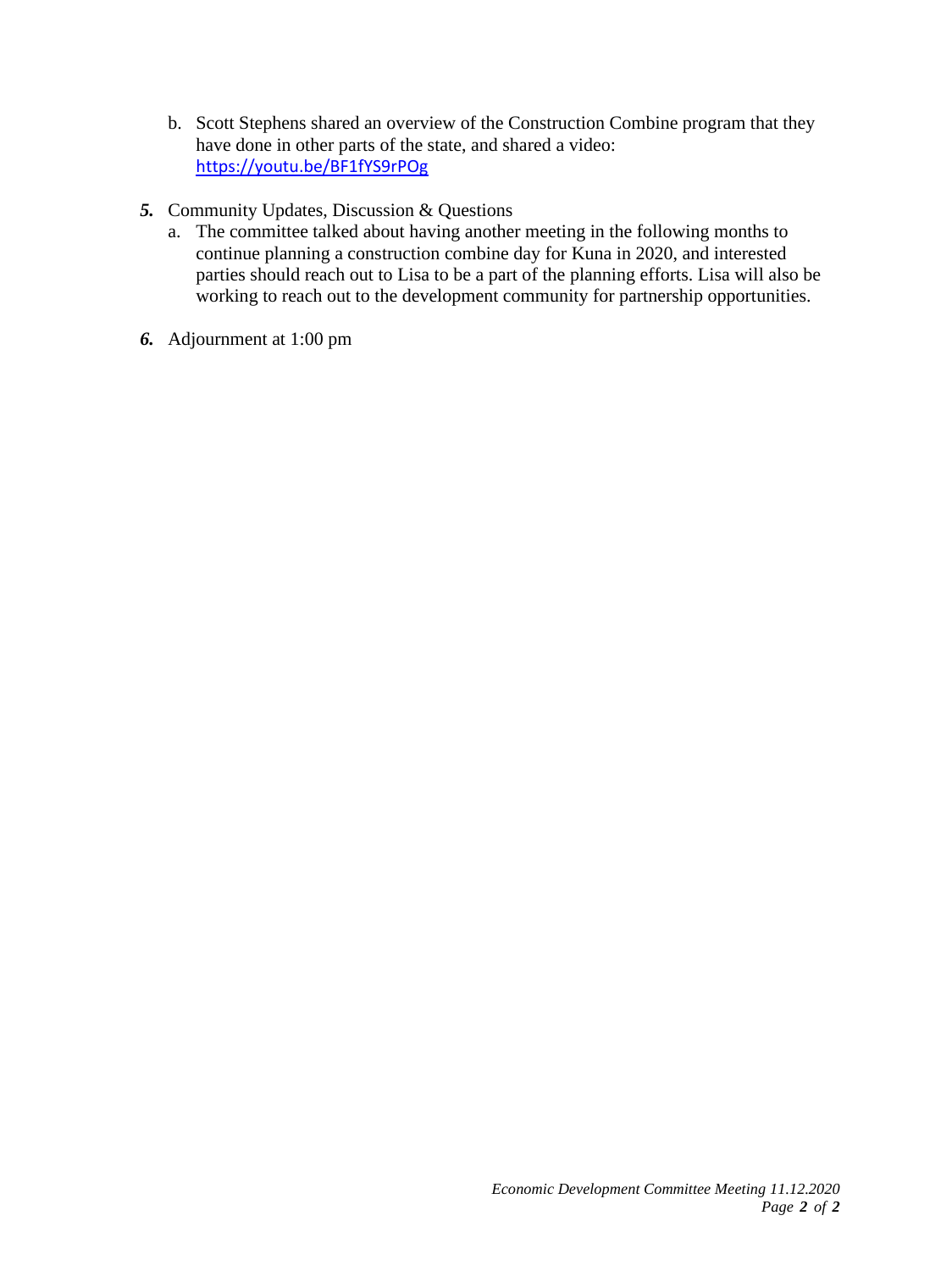b. Scott Stephens shared an overview of the Construction Combine program that they have done in other parts of the state, and shared a video: https://youtu.be/BF1fYS9rPOg

***5.*** Community Updates, Discussion & Questions

a. The committee talked about having another meeting in the following months to continue planning a construction combine day for Kuna in 2020, and interested parties should reach out to Lisa to be a part of the planning efforts. Lisa will also be working to reach out to the development community for partnership opportunities.

***6.*** Adjournment at 1:00 pm